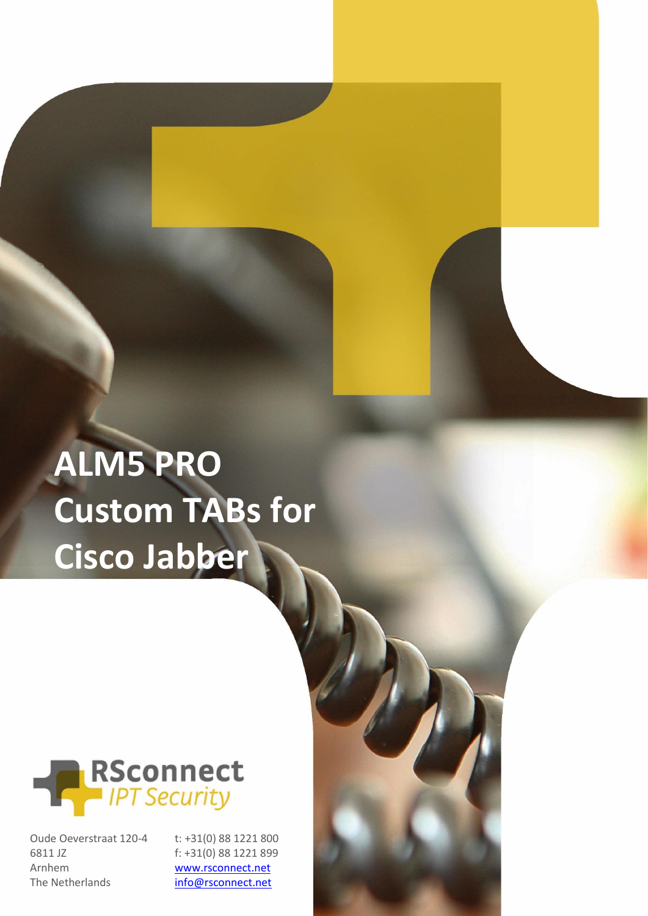# ALM5 PRO Custom TABs for Cisco Jabber

RSconnect
*IPT Security*

Oude Oeverstraat 120-4
6811 JZ
Arnhem
The Netherlands

t: +31(0) 88 1221 800
f: +31(0) 88 1221 899
www.rsconnect.net
info@rsconnect.net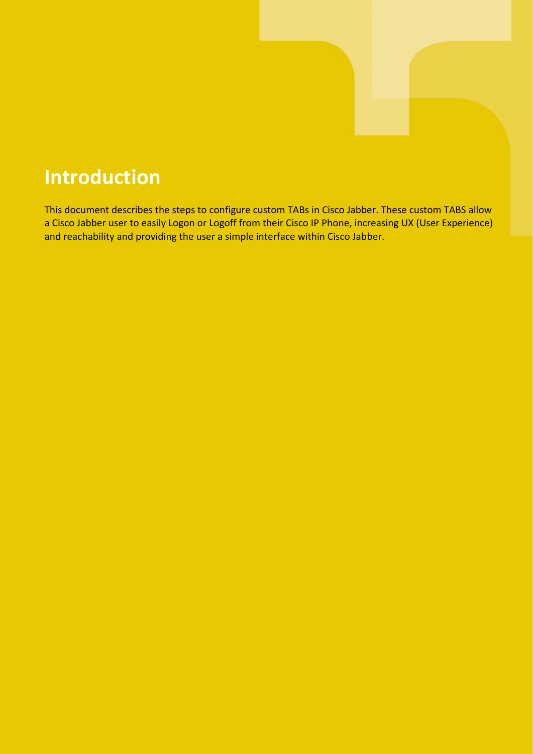# Introduction

This document describes the steps to configure custom TABs in Cisco Jabber. These custom TABS allow a Cisco Jabber user to easily Logon or Logoff from their Cisco IP Phone, increasing UX (User Experience) and reachability and providing the user a simple interface within Cisco Jabber.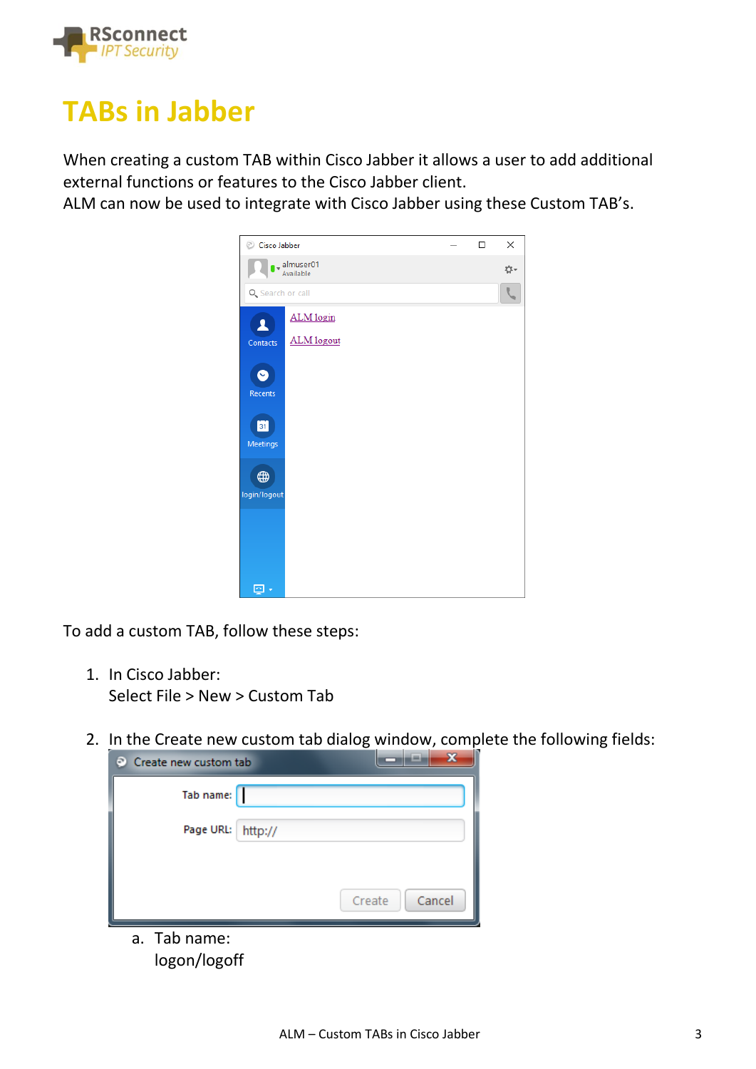# TABs in Jabber

When creating a custom TAB within Cisco Jabber it allows a user to add additional external functions or features to the Cisco Jabber client.
ALM can now be used to integrate with Cisco Jabber using these Custom TAB's.

To add a custom TAB, follow these steps:

1. In Cisco Jabber:
   Select File > New > Custom Tab

2. In the Create new custom tab dialog window, complete the following fields:

   a. Tab name:
      logon/logoff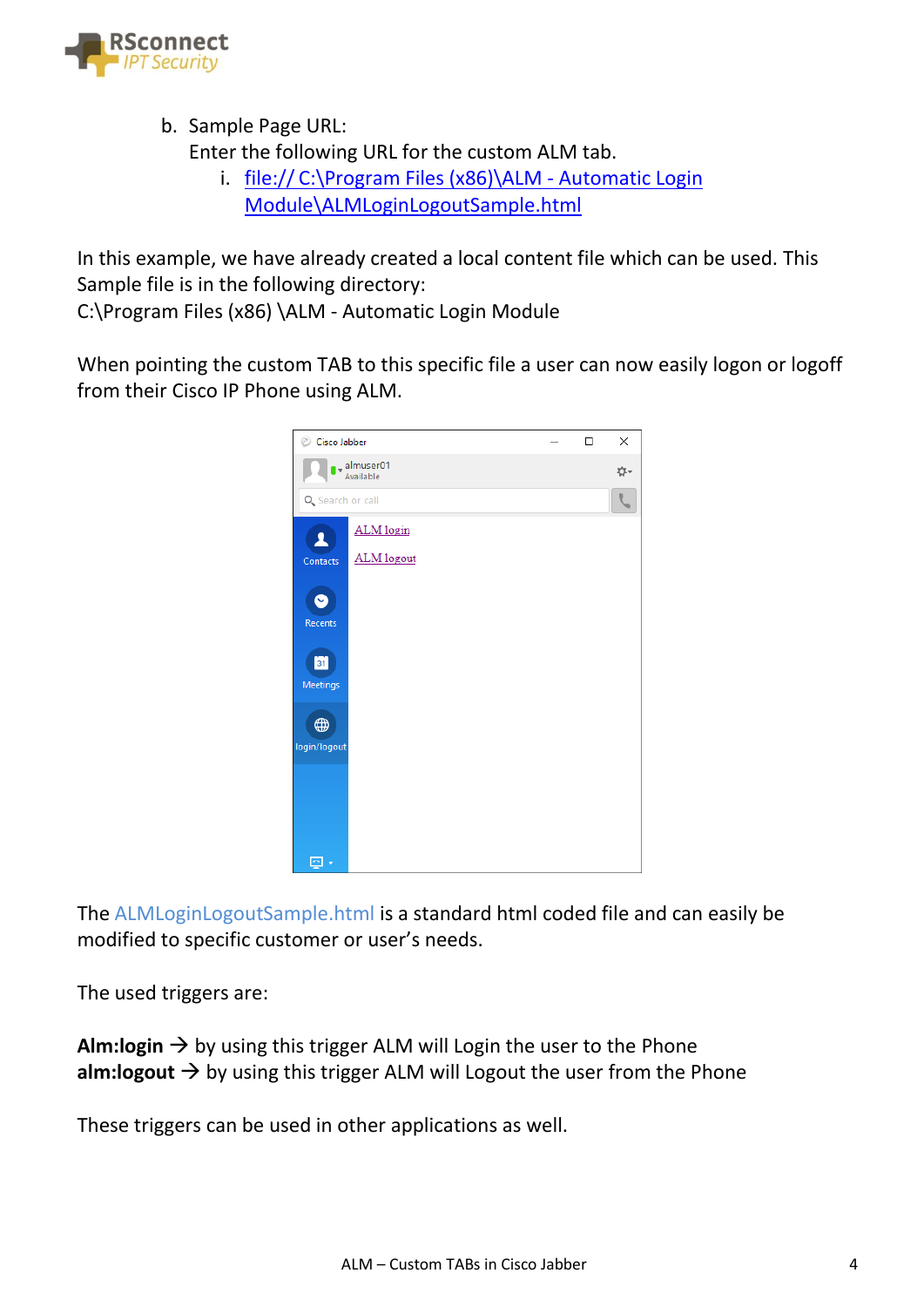b. Sample Page URL:
   Enter the following URL for the custom ALM tab.
      i. [file:// C:\Program Files (x86)\ALM - Automatic Login Module\ALMLoginLogoutSample.html](file://C:\Program Files (x86)\ALM - Automatic Login Module\ALMLoginLogoutSample.html)

In this example, we have already created a local content file which can be used. This Sample file is in the following directory:
C:\Program Files (x86) \ALM - Automatic Login Module

When pointing the custom TAB to this specific file a user can now easily logon or logoff from their Cisco IP Phone using ALM.

The ALMLoginLogoutSample.html is a standard html coded file and can easily be modified to specific customer or user's needs.

The used triggers are:

**Alm:login** → by using this trigger ALM will Login the user to the Phone
**alm:logout** → by using this trigger ALM will Logout the user from the Phone

These triggers can be used in other applications as well.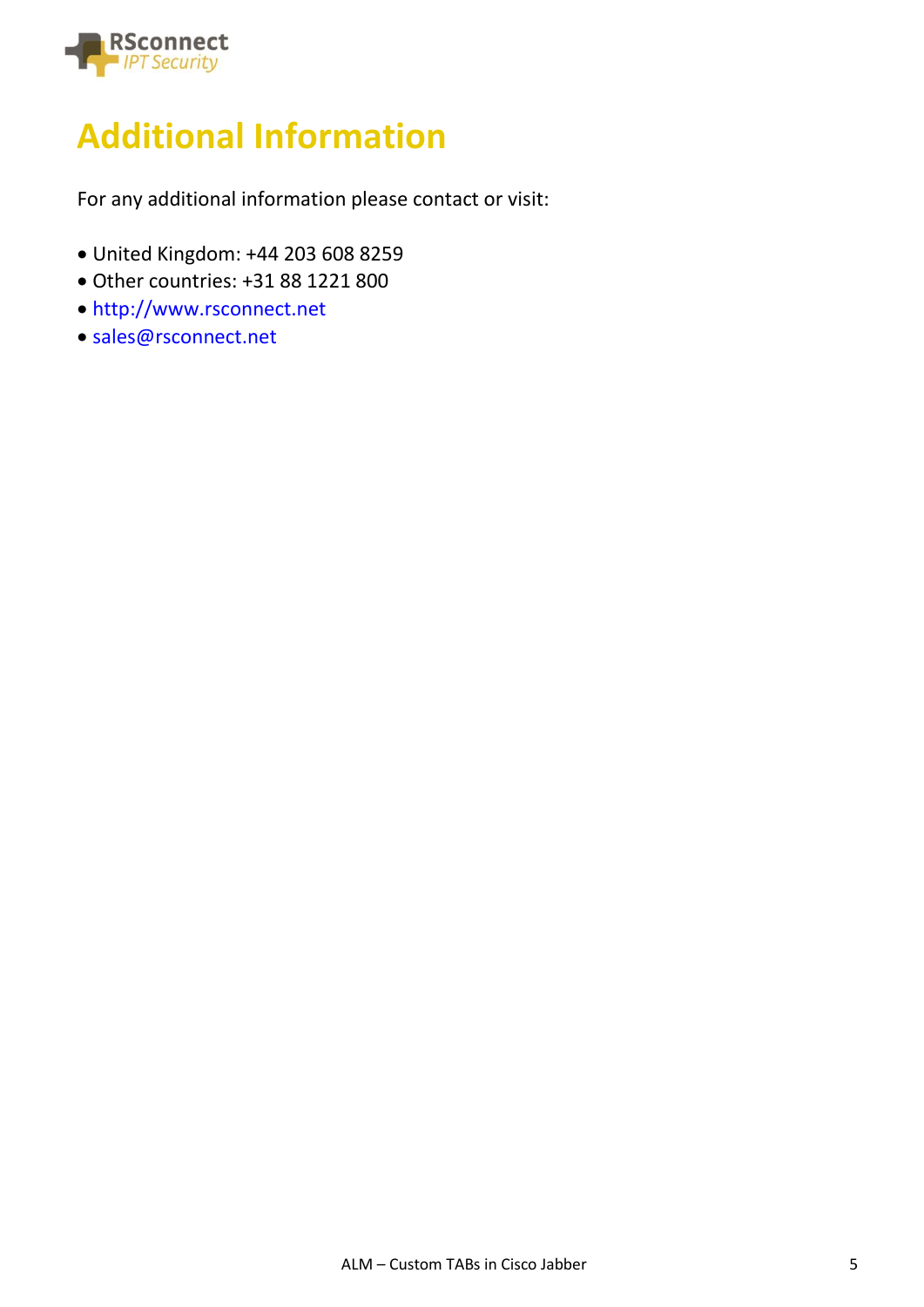# Additional Information

For any additional information please contact or visit:

- United Kingdom: +44 203 608 8259
- Other countries: +31 88 1221 800
- http://www.rsconnect.net
- sales@rsconnect.net